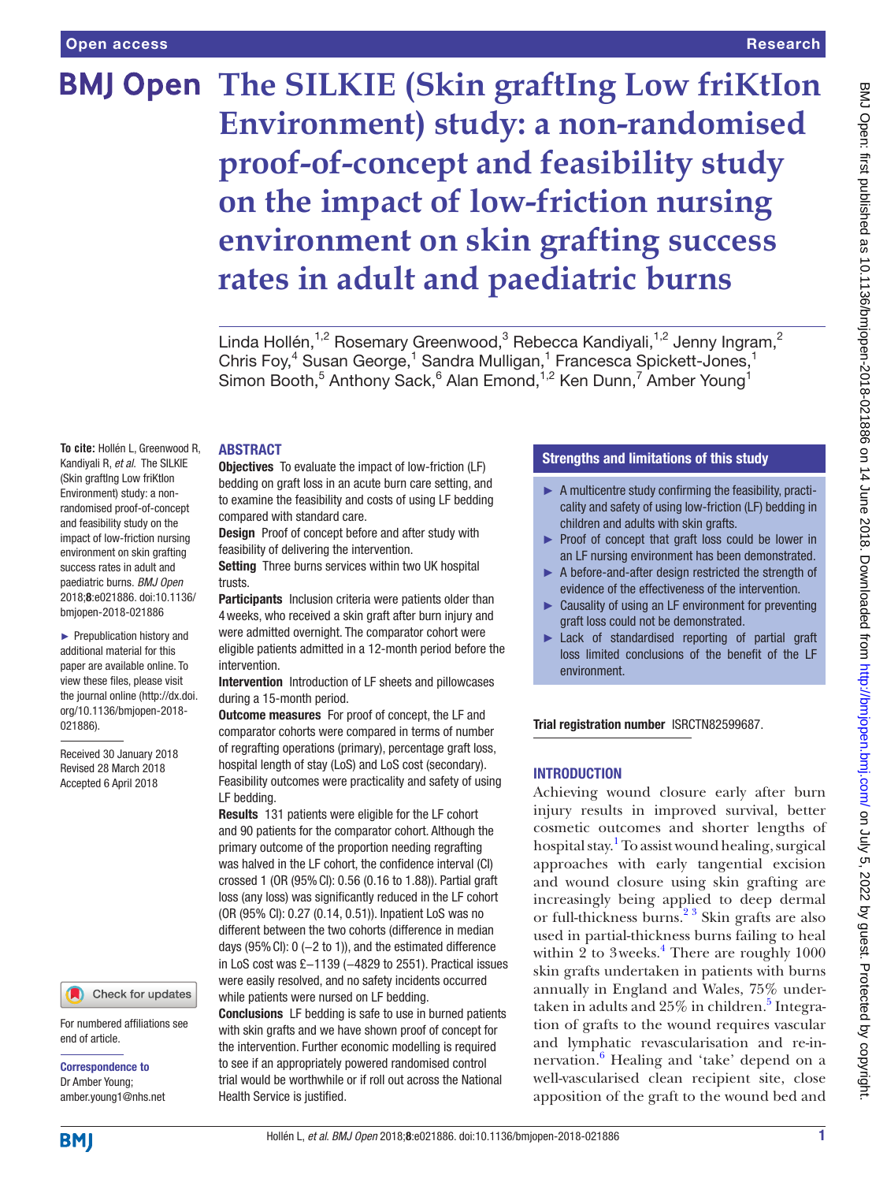Open access

Research

# The SILKIE (Skin graftIng Low friKtIon Environment) study: a non-randomised proof-of-concept and feasibility study on the impact of low-friction nursing environment on skin grafting success rates in adult and paediatric burns

Linda Hollén,[1,2] Rosemary Greenwood,[3] Rebecca Kandiyali,[1,2] Jenny Ingram,[2] Chris Foy,[4] Susan George,[1] Sandra Mulligan,[1] Francesca Spickett-Jones,[1] Simon Booth,[5] Anthony Sack,[6] Alan Emond,[1,2] Ken Dunn,[7] Amber Young[1]

**To cite:** Hollén L, Greenwood R, Kandiyali R, *et al*. The SILKIE (Skin graftIng Low friKtIon Environment) study: a non-randomised proof-of-concept and feasibility study on the impact of low-friction nursing environment on skin grafting success rates in adult and paediatric burns. *BMJ Open* 2018;**8**:e021886. doi:10.1136/bmjopen-2018-021886

► Prepublication history and additional material for this paper are available online. To view these files, please visit the journal online (http://dx.doi.org/10.1136/bmjopen-2018-021886).

Received 30 January 2018
Revised 28 March 2018
Accepted 6 April 2018

For numbered affiliations see end of article.

**Correspondence to**
Dr Amber Young;
amber.young1@nhs.net

## ABSTRACT

**Objectives** To evaluate the impact of low-friction (LF) bedding on graft loss in an acute burn care setting, and to examine the feasibility and costs of using LF bedding compared with standard care.

**Design** Proof of concept before and after study with feasibility of delivering the intervention.

**Setting** Three burns services within two UK hospital trusts.

**Participants** Inclusion criteria were patients older than 4 weeks, who received a skin graft after burn injury and were admitted overnight. The comparator cohort were eligible patients admitted in a 12-month period before the intervention.

**Intervention** Introduction of LF sheets and pillowcases during a 15-month period.

**Outcome measures** For proof of concept, the LF and comparator cohorts were compared in terms of number of regrafting operations (primary), percentage graft loss, hospital length of stay (LoS) and LoS cost (secondary). Feasibility outcomes were practicality and safety of using LF bedding.

**Results** 131 patients were eligible for the LF cohort and 90 patients for the comparator cohort. Although the primary outcome of the proportion needing regrafting was halved in the LF cohort, the confidence interval (CI) crossed 1 (OR (95% CI): 0.56 (0.16 to 1.88)). Partial graft loss (any loss) was significantly reduced in the LF cohort (OR (95% CI): 0.27 (0.14, 0.51)). Inpatient LoS was no different between the two cohorts (difference in median days (95% CI): 0 (−2 to 1)), and the estimated difference in LoS cost was £−1139 (−4829 to 2551). Practical issues were easily resolved, and no safety incidents occurred while patients were nursed on LF bedding.

**Conclusions** LF bedding is safe to use in burned patients with skin grafts and we have shown proof of concept for the intervention. Further economic modelling is required to see if an appropriately powered randomised control trial would be worthwhile or if roll out across the National Health Service is justified.

## Strengths and limitations of this study

- ► A multicentre study confirming the feasibility, practicality and safety of using low-friction (LF) bedding in children and adults with skin grafts.
- ► Proof of concept that graft loss could be lower in an LF nursing environment has been demonstrated.
- ► A before-and-after design restricted the strength of evidence of the effectiveness of the intervention.
- ► Causality of using an LF environment for preventing graft loss could not be demonstrated.
- ► Lack of standardised reporting of partial graft loss limited conclusions of the benefit of the LF environment.

**Trial registration number** ISRCTN82599687.

## INTRODUCTION

Achieving wound closure early after burn injury results in improved survival, better cosmetic outcomes and shorter lengths of hospital stay.[1] To assist wound healing, surgical approaches with early tangential excision and wound closure using skin grafting are increasingly being applied to deep dermal or full-thickness burns.[2,3] Skin grafts are also used in partial-thickness burns failing to heal within 2 to 3 weeks.[4] There are roughly 1000 skin grafts undertaken in patients with burns annually in England and Wales, 75% undertaken in adults and 25% in children.[5] Integration of grafts to the wound requires vascular and lymphatic revascularisation and re-innervation.[6] Healing and 'take' depend on a well-vascularised clean recipient site, close apposition of the graft to the wound bed and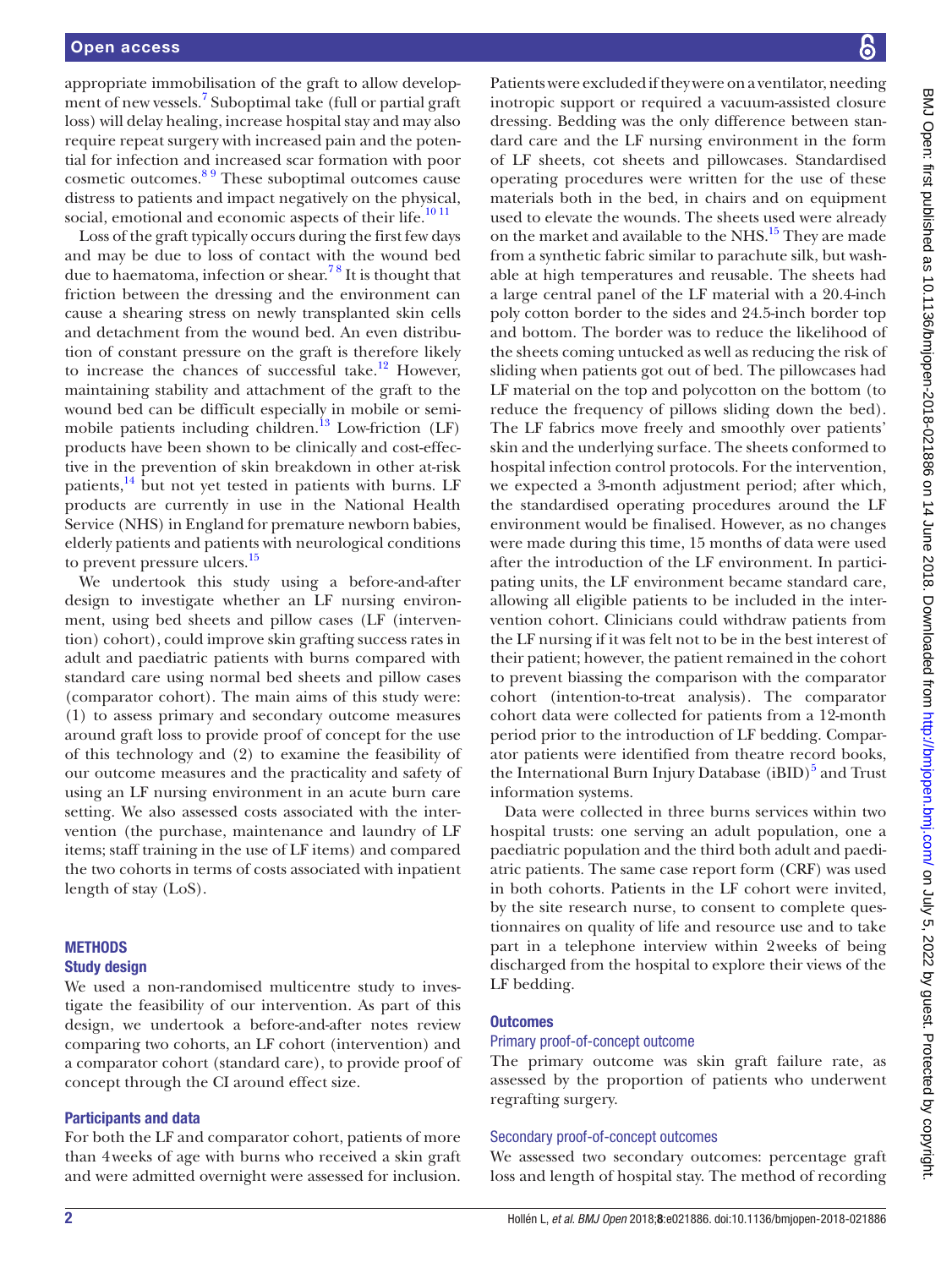appropriate immobilisation of the graft to allow development of new vessels.[7] Suboptimal take (full or partial graft loss) will delay healing, increase hospital stay and may also require repeat surgery with increased pain and the potential for infection and increased scar formation with poor cosmetic outcomes.[8 9] These suboptimal outcomes cause distress to patients and impact negatively on the physical, social, emotional and economic aspects of their life.[10 11]

Loss of the graft typically occurs during the first few days and may be due to loss of contact with the wound bed due to haematoma, infection or shear.[7 8] It is thought that friction between the dressing and the environment can cause a shearing stress on newly transplanted skin cells and detachment from the wound bed. An even distribution of constant pressure on the graft is therefore likely to increase the chances of successful take.[12] However, maintaining stability and attachment of the graft to the wound bed can be difficult especially in mobile or semi-mobile patients including children.[13] Low-friction (LF) products have been shown to be clinically and cost-effective in the prevention of skin breakdown in other at-risk patients,[14] but not yet tested in patients with burns. LF products are currently in use in the National Health Service (NHS) in England for premature newborn babies, elderly patients and patients with neurological conditions to prevent pressure ulcers.[15]

We undertook this study using a before-and-after design to investigate whether an LF nursing environment, using bed sheets and pillow cases (LF (intervention) cohort), could improve skin grafting success rates in adult and paediatric patients with burns compared with standard care using normal bed sheets and pillow cases (comparator cohort). The main aims of this study were: (1) to assess primary and secondary outcome measures around graft loss to provide proof of concept for the use of this technology and (2) to examine the feasibility of our outcome measures and the practicality and safety of using an LF nursing environment in an acute burn care setting. We also assessed costs associated with the intervention (the purchase, maintenance and laundry of LF items; staff training in the use of LF items) and compared the two cohorts in terms of costs associated with inpatient length of stay (LoS).

## METHODS

### Study design

We used a non-randomised multicentre study to investigate the feasibility of our intervention. As part of this design, we undertook a before-and-after notes review comparing two cohorts, an LF cohort (intervention) and a comparator cohort (standard care), to provide proof of concept through the CI around effect size.

### Participants and data

For both the LF and comparator cohort, patients of more than 4 weeks of age with burns who received a skin graft and were admitted overnight were assessed for inclusion. Patients were excluded if they were on a ventilator, needing inotropic support or required a vacuum-assisted closure dressing. Bedding was the only difference between standard care and the LF nursing environment in the form of LF sheets, cot sheets and pillowcases. Standardised operating procedures were written for the use of these materials both in the bed, in chairs and on equipment used to elevate the wounds. The sheets used were already on the market and available to the NHS.[15] They are made from a synthetic fabric similar to parachute silk, but washable at high temperatures and reusable. The sheets had a large central panel of the LF material with a 20.4-inch poly cotton border to the sides and 24.5-inch border top and bottom. The border was to reduce the likelihood of the sheets coming untucked as well as reducing the risk of sliding when patients got out of bed. The pillowcases had LF material on the top and polycotton on the bottom (to reduce the frequency of pillows sliding down the bed). The LF fabrics move freely and smoothly over patients' skin and the underlying surface. The sheets conformed to hospital infection control protocols. For the intervention, we expected a 3-month adjustment period; after which, the standardised operating procedures around the LF environment would be finalised. However, as no changes were made during this time, 15 months of data were used after the introduction of the LF environment. In participating units, the LF environment became standard care, allowing all eligible patients to be included in the intervention cohort. Clinicians could withdraw patients from the LF nursing if it was felt not to be in the best interest of their patient; however, the patient remained in the cohort to prevent biassing the comparison with the comparator cohort (intention-to-treat analysis). The comparator cohort data were collected for patients from a 12-month period prior to the introduction of LF bedding. Comparator patients were identified from theatre record books, the International Burn Injury Database (iBID)[5] and Trust information systems.

Data were collected in three burns services within two hospital trusts: one serving an adult population, one a paediatric population and the third both adult and paediatric patients. The same case report form (CRF) was used in both cohorts. Patients in the LF cohort were invited, by the site research nurse, to consent to complete questionnaires on quality of life and resource use and to take part in a telephone interview within 2 weeks of being discharged from the hospital to explore their views of the LF bedding.

### Outcomes

#### Primary proof-of-concept outcome

The primary outcome was skin graft failure rate, as assessed by the proportion of patients who underwent regrafting surgery.

#### Secondary proof-of-concept outcomes

We assessed two secondary outcomes: percentage graft loss and length of hospital stay. The method of recording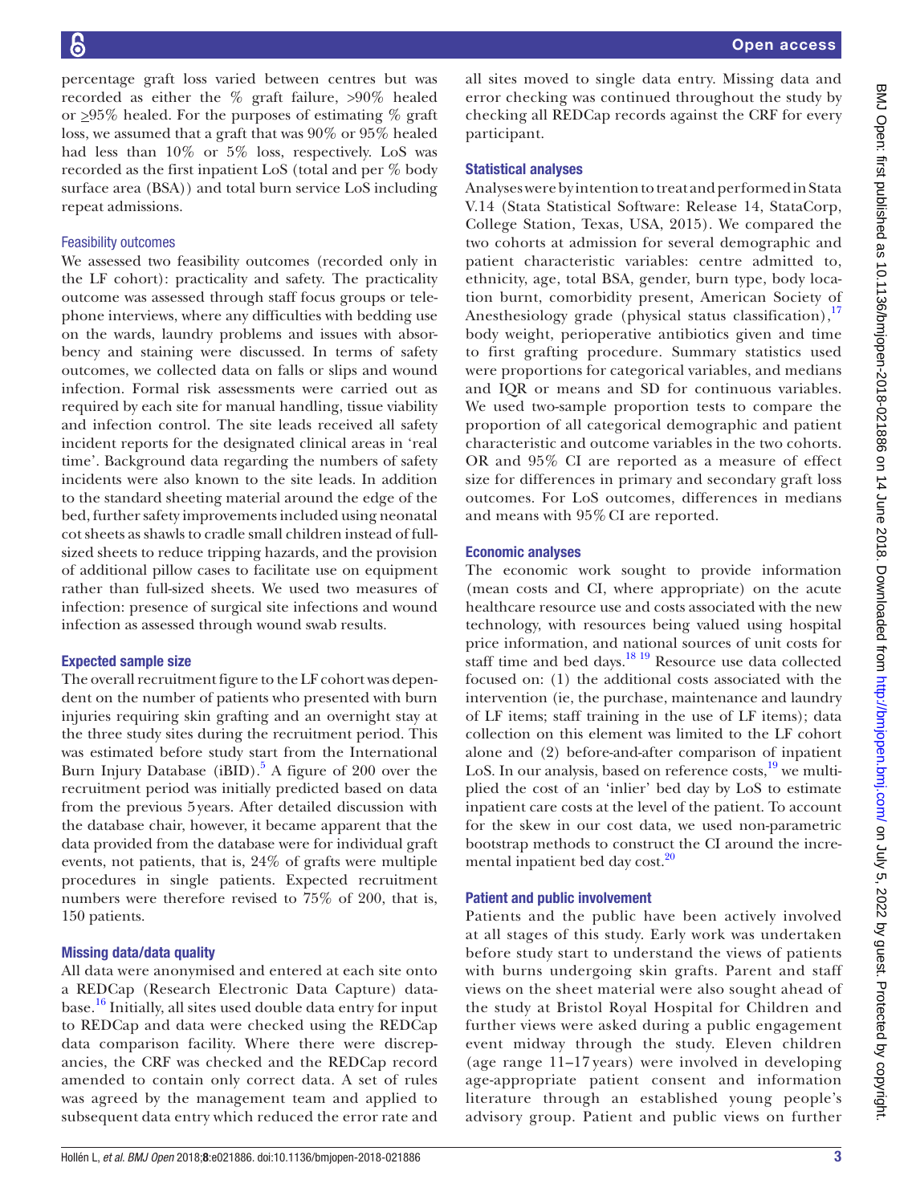percentage graft loss varied between centres but was recorded as either the % graft failure, >90% healed or ≥95% healed. For the purposes of estimating % graft loss, we assumed that a graft that was 90% or 95% healed had less than 10% or 5% loss, respectively. LoS was recorded as the first inpatient LoS (total and per % body surface area (BSA)) and total burn service LoS including repeat admissions.

### Feasibility outcomes

We assessed two feasibility outcomes (recorded only in the LF cohort): practicality and safety. The practicality outcome was assessed through staff focus groups or telephone interviews, where any difficulties with bedding use on the wards, laundry problems and issues with absorbency and staining were discussed. In terms of safety outcomes, we collected data on falls or slips and wound infection. Formal risk assessments were carried out as required by each site for manual handling, tissue viability and infection control. The site leads received all safety incident reports for the designated clinical areas in 'real time'. Background data regarding the numbers of safety incidents were also known to the site leads. In addition to the standard sheeting material around the edge of the bed, further safety improvements included using neonatal cot sheets as shawls to cradle small children instead of full-sized sheets to reduce tripping hazards, and the provision of additional pillow cases to facilitate use on equipment rather than full-sized sheets. We used two measures of infection: presence of surgical site infections and wound infection as assessed through wound swab results.

## Expected sample size

The overall recruitment figure to the LF cohort was dependent on the number of patients who presented with burn injuries requiring skin grafting and an overnight stay at the three study sites during the recruitment period. This was estimated before study start from the International Burn Injury Database (iBID).[5] A figure of 200 over the recruitment period was initially predicted based on data from the previous 5 years. After detailed discussion with the database chair, however, it became apparent that the data provided from the database were for individual graft events, not patients, that is, 24% of grafts were multiple procedures in single patients. Expected recruitment numbers were therefore revised to 75% of 200, that is, 150 patients.

## Missing data/data quality

All data were anonymised and entered at each site onto a REDCap (Research Electronic Data Capture) database.[16] Initially, all sites used double data entry for input to REDCap and data were checked using the REDCap data comparison facility. Where there were discrepancies, the CRF was checked and the REDCap record amended to contain only correct data. A set of rules was agreed by the management team and applied to subsequent data entry which reduced the error rate and all sites moved to single data entry. Missing data and error checking was continued throughout the study by checking all REDCap records against the CRF for every participant.

## Statistical analyses

Analyses were by intention to treat and performed in Stata V.14 (Stata Statistical Software: Release 14, StataCorp, College Station, Texas, USA, 2015). We compared the two cohorts at admission for several demographic and patient characteristic variables: centre admitted to, ethnicity, age, total BSA, gender, burn type, body location burnt, comorbidity present, American Society of Anesthesiology grade (physical status classification),[17] body weight, perioperative antibiotics given and time to first grafting procedure. Summary statistics used were proportions for categorical variables, and medians and IQR or means and SD for continuous variables. We used two-sample proportion tests to compare the proportion of all categorical demographic and patient characteristic and outcome variables in the two cohorts. OR and 95% CI are reported as a measure of effect size for differences in primary and secondary graft loss outcomes. For LoS outcomes, differences in medians and means with 95% CI are reported.

## Economic analyses

The economic work sought to provide information (mean costs and CI, where appropriate) on the acute healthcare resource use and costs associated with the new technology, with resources being valued using hospital price information, and national sources of unit costs for staff time and bed days.[18,19] Resource use data collected focused on: (1) the additional costs associated with the intervention (ie, the purchase, maintenance and laundry of LF items; staff training in the use of LF items); data collection on this element was limited to the LF cohort alone and (2) before-and-after comparison of inpatient LoS. In our analysis, based on reference costs,[19] we multiplied the cost of an 'inlier' bed day by LoS to estimate inpatient care costs at the level of the patient. To account for the skew in our cost data, we used non-parametric bootstrap methods to construct the CI around the incremental inpatient bed day cost.[20]

## Patient and public involvement

Patients and the public have been actively involved at all stages of this study. Early work was undertaken before study start to understand the views of patients with burns undergoing skin grafts. Parent and staff views on the sheet material were also sought ahead of the study at Bristol Royal Hospital for Children and further views were asked during a public engagement event midway through the study. Eleven children (age range 11–17 years) were involved in developing age-appropriate patient consent and information literature through an established young people's advisory group. Patient and public views on further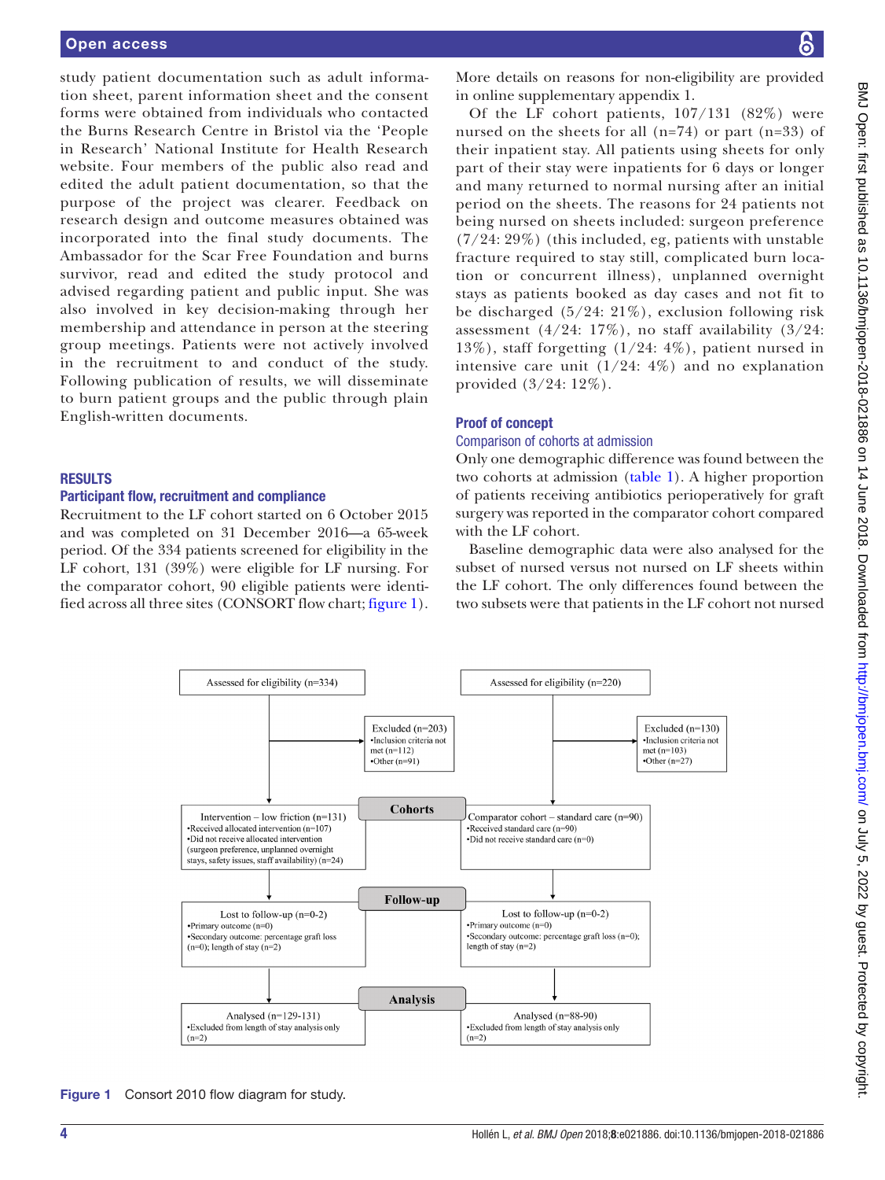study patient documentation such as adult information sheet, parent information sheet and the consent forms were obtained from individuals who contacted the Burns Research Centre in Bristol via the 'People in Research' National Institute for Health Research website. Four members of the public also read and edited the adult patient documentation, so that the purpose of the project was clearer. Feedback on research design and outcome measures obtained was incorporated into the final study documents. The Ambassador for the Scar Free Foundation and burns survivor, read and edited the study protocol and advised regarding patient and public input. She was also involved in key decision-making through her membership and attendance in person at the steering group meetings. Patients were not actively involved in the recruitment to and conduct of the study. Following publication of results, we will disseminate to burn patient groups and the public through plain English-written documents.

## RESULTS

### Participant flow, recruitment and compliance

Recruitment to the LF cohort started on 6 October 2015 and was completed on 31 December 2016—a 65-week period. Of the 334 patients screened for eligibility in the LF cohort, 131 (39%) were eligible for LF nursing. For the comparator cohort, 90 eligible patients were identified across all three sites (CONSORT flow chart; figure 1). More details on reasons for non-eligibility are provided in online supplementary appendix 1.

Of the LF cohort patients, 107/131 (82%) were nursed on the sheets for all (n=74) or part (n=33) of their inpatient stay. All patients using sheets for only part of their stay were inpatients for 6 days or longer and many returned to normal nursing after an initial period on the sheets. The reasons for 24 patients not being nursed on sheets included: surgeon preference (7/24: 29%) (this included, eg, patients with unstable fracture required to stay still, complicated burn location or concurrent illness), unplanned overnight stays as patients booked as day cases and not fit to be discharged (5/24: 21%), exclusion following risk assessment (4/24: 17%), no staff availability (3/24: 13%), staff forgetting (1/24: 4%), patient nursed in intensive care unit (1/24: 4%) and no explanation provided (3/24: 12%).

## Proof of concept

### Comparison of cohorts at admission

Only one demographic difference was found between the two cohorts at admission (table 1). A higher proportion of patients receiving antibiotics perioperatively for graft surgery was reported in the comparator cohort compared with the LF cohort.

Baseline demographic data were also analysed for the subset of nursed versus not nursed on LF sheets within the LF cohort. The only differences found between the two subsets were that patients in the LF cohort not nursed

| Intervention (LF cohort) | Stage | Comparator cohort |
|---|---|---|
| Assessed for eligibility (n=334) | | Assessed for eligibility (n=220) |
| Excluded (n=203)<br>•Inclusion criteria not met (n=112)<br>•Other (n=91) | | Excluded (n=130)<br>•Inclusion criteria not met (n=103)<br>•Other (n=27) |
| Intervention – low friction (n=131)<br>•Received allocated intervention (n=107)<br>•Did not receive allocated intervention (surgeon preference, unplanned overnight stays, safety issues, staff availability) (n=24) | Cohorts | Comparator cohort – standard care (n=90)<br>•Received standard care (n=90)<br>•Did not receive standard care (n=0) |
| Lost to follow-up (n=0-2)<br>•Primary outcome (n=0)<br>•Secondary outcome: percentage graft loss (n=0); length of stay (n=2) | Follow-up | Lost to follow-up (n=0-2)<br>•Primary outcome (n=0)<br>•Secondary outcome: percentage graft loss (n=0); length of stay (n=2) |
| Analysed (n=129-131)<br>•Excluded from length of stay analysis only (n=2) | Analysis | Analysed (n=88-90)<br>•Excluded from length of stay analysis only (n=2) |

**Figure 1** Consort 2010 flow diagram for study.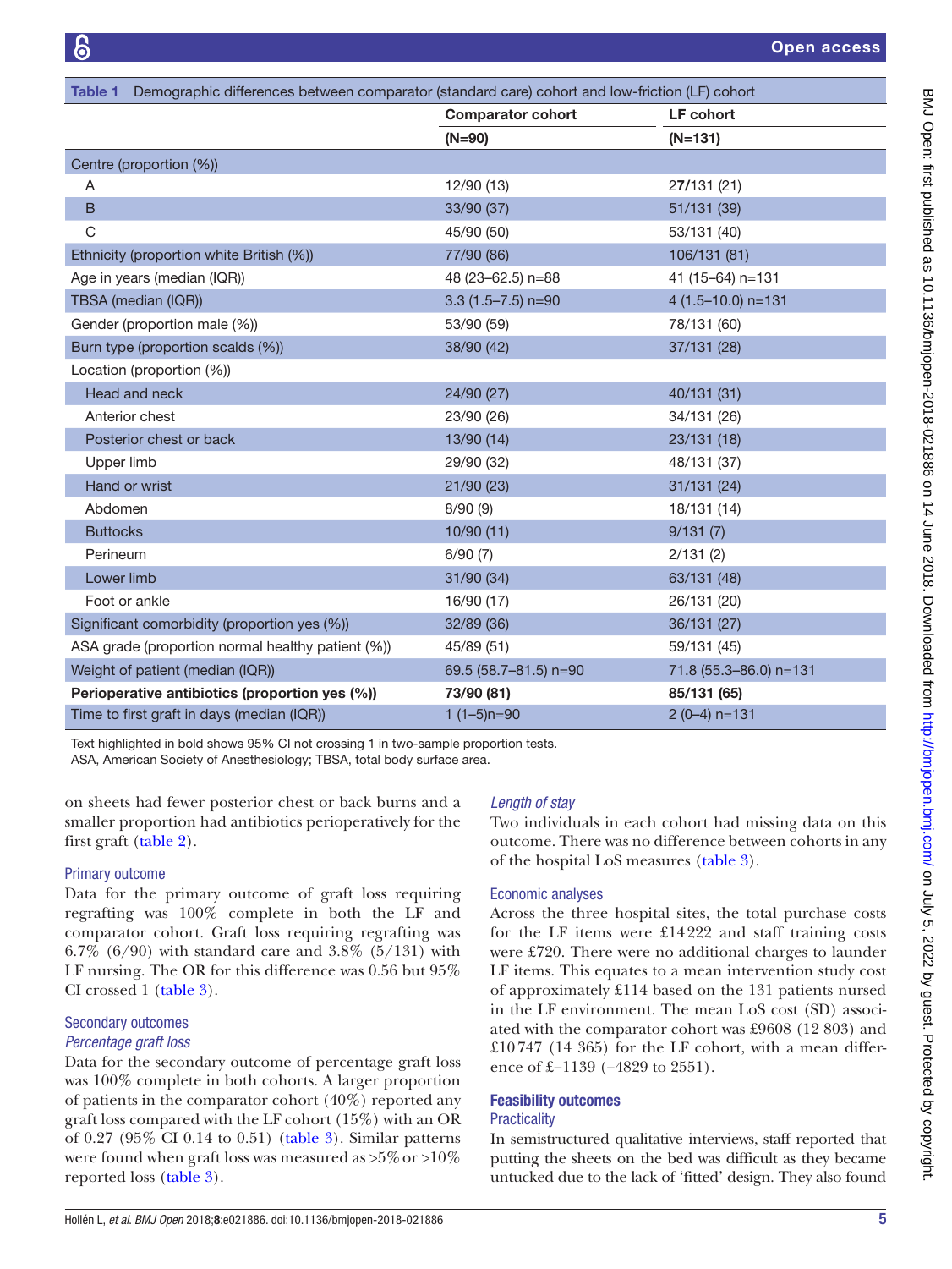**Table 1** Demographic differences between comparator (standard care) cohort and low-friction (LF) cohort

| | Comparator cohort (N=90) | LF cohort (N=131) |
|---|---|---|
| Centre (proportion (%)) | | |
| A | 12/90 (13) | 27/131 (21) |
| B | 33/90 (37) | 51/131 (39) |
| C | 45/90 (50) | 53/131 (40) |
| Ethnicity (proportion white British (%)) | 77/90 (86) | 106/131 (81) |
| Age in years (median (IQR)) | 48 (23–62.5) n=88 | 41 (15–64) n=131 |
| TBSA (median (IQR)) | 3.3 (1.5–7.5) n=90 | 4 (1.5–10.0) n=131 |
| Gender (proportion male (%)) | 53/90 (59) | 78/131 (60) |
| Burn type (proportion scalds (%)) | 38/90 (42) | 37/131 (28) |
| Location (proportion (%)) | | |
| Head and neck | 24/90 (27) | 40/131 (31) |
| Anterior chest | 23/90 (26) | 34/131 (26) |
| Posterior chest or back | 13/90 (14) | 23/131 (18) |
| Upper limb | 29/90 (32) | 48/131 (37) |
| Hand or wrist | 21/90 (23) | 31/131 (24) |
| Abdomen | 8/90 (9) | 18/131 (14) |
| Buttocks | 10/90 (11) | 9/131 (7) |
| Perineum | 6/90 (7) | 2/131 (2) |
| Lower limb | 31/90 (34) | 63/131 (48) |
| Foot or ankle | 16/90 (17) | 26/131 (20) |
| Significant comorbidity (proportion yes (%)) | 32/89 (36) | 36/131 (27) |
| ASA grade (proportion normal healthy patient (%)) | 45/89 (51) | 59/131 (45) |
| Weight of patient (median (IQR)) | 69.5 (58.7–81.5) n=90 | 71.8 (55.3–86.0) n=131 |
| **Perioperative antibiotics (proportion yes (%))** | **73/90 (81)** | **85/131 (65)** |
| Time to first graft in days (median (IQR)) | 1 (1–5)n=90 | 2 (0–4) n=131 |

Text highlighted in bold shows 95% CI not crossing 1 in two-sample proportion tests.
ASA, American Society of Anesthesiology; TBSA, total body surface area.

on sheets had fewer posterior chest or back burns and a smaller proportion had antibiotics perioperatively for the first graft (table 2).

### Primary outcome

Data for the primary outcome of graft loss requiring regrafting was 100% complete in both the LF and comparator cohort. Graft loss requiring regrafting was 6.7% (6/90) with standard care and 3.8% (5/131) with LF nursing. The OR for this difference was 0.56 but 95% CI crossed 1 (table 3).

### Secondary outcomes

#### *Percentage graft loss*

Data for the secondary outcome of percentage graft loss was 100% complete in both cohorts. A larger proportion of patients in the comparator cohort (40%) reported any graft loss compared with the LF cohort (15%) with an OR of 0.27 (95% CI 0.14 to 0.51) (table 3). Similar patterns were found when graft loss was measured as >5% or >10% reported loss (table 3).

#### *Length of stay*

Two individuals in each cohort had missing data on this outcome. There was no difference between cohorts in any of the hospital LoS measures (table 3).

### Economic analyses

Across the three hospital sites, the total purchase costs for the LF items were £14222 and staff training costs were £720. There were no additional charges to launder LF items. This equates to a mean intervention study cost of approximately £114 based on the 131 patients nursed in the LF environment. The mean LoS cost (SD) associated with the comparator cohort was £9608 (12 803) and £10747 (14 365) for the LF cohort, with a mean difference of £−1139 (−4829 to 2551).

## Feasibility outcomes

### Practicality

In semistructured qualitative interviews, staff reported that putting the sheets on the bed was difficult as they became untucked due to the lack of 'fitted' design. They also found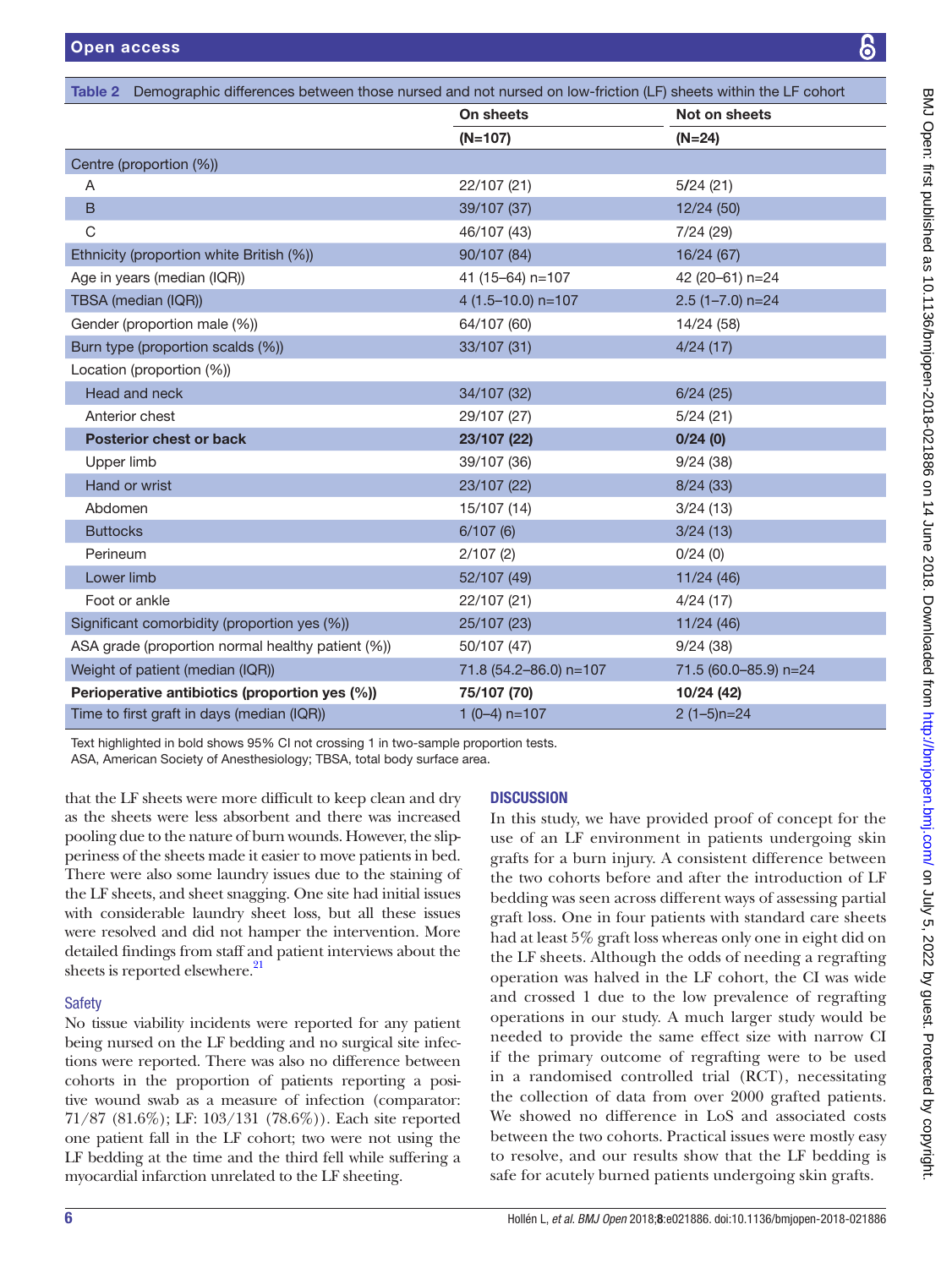**Table 2** Demographic differences between those nursed and not nursed on low-friction (LF) sheets within the LF cohort

| | On sheets | Not on sheets |
|---|---|---|
| | (N=107) | (N=24) |
| Centre (proportion (%)) | | |
| A | 22/107 (21) | 5/24 (21) |
| B | 39/107 (37) | 12/24 (50) |
| C | 46/107 (43) | 7/24 (29) |
| Ethnicity (proportion white British (%)) | 90/107 (84) | 16/24 (67) |
| Age in years (median (IQR)) | 41 (15–64) n=107 | 42 (20–61) n=24 |
| TBSA (median (IQR)) | 4 (1.5–10.0) n=107 | 2.5 (1–7.0) n=24 |
| Gender (proportion male (%)) | 64/107 (60) | 14/24 (58) |
| Burn type (proportion scalds (%)) | 33/107 (31) | 4/24 (17) |
| Location (proportion (%)) | | |
| Head and neck | 34/107 (32) | 6/24 (25) |
| Anterior chest | 29/107 (27) | 5/24 (21) |
| **Posterior chest or back** | **23/107 (22)** | **0/24 (0)** |
| Upper limb | 39/107 (36) | 9/24 (38) |
| Hand or wrist | 23/107 (22) | 8/24 (33) |
| Abdomen | 15/107 (14) | 3/24 (13) |
| Buttocks | 6/107 (6) | 3/24 (13) |
| Perineum | 2/107 (2) | 0/24 (0) |
| Lower limb | 52/107 (49) | 11/24 (46) |
| Foot or ankle | 22/107 (21) | 4/24 (17) |
| Significant comorbidity (proportion yes (%)) | 25/107 (23) | 11/24 (46) |
| ASA grade (proportion normal healthy patient (%)) | 50/107 (47) | 9/24 (38) |
| Weight of patient (median (IQR)) | 71.8 (54.2–86.0) n=107 | 71.5 (60.0–85.9) n=24 |
| **Perioperative antibiotics (proportion yes (%))** | **75/107 (70)** | **10/24 (42)** |
| Time to first graft in days (median (IQR)) | 1 (0–4) n=107 | 2 (1–5)n=24 |

Text highlighted in bold shows 95% CI not crossing 1 in two-sample proportion tests.
ASA, American Society of Anesthesiology; TBSA, total body surface area.

that the LF sheets were more difficult to keep clean and dry as the sheets were less absorbent and there was increased pooling due to the nature of burn wounds. However, the slipperiness of the sheets made it easier to move patients in bed. There were also some laundry issues due to the staining of the LF sheets, and sheet snagging. One site had initial issues with considerable laundry sheet loss, but all these issues were resolved and did not hamper the intervention. More detailed findings from staff and patient interviews about the sheets is reported elsewhere.[21]

### Safety

No tissue viability incidents were reported for any patient being nursed on the LF bedding and no surgical site infections were reported. There was also no difference between cohorts in the proportion of patients reporting a positive wound swab as a measure of infection (comparator: 71/87 (81.6%); LF: 103/131 (78.6%)). Each site reported one patient fall in the LF cohort; two were not using the LF bedding at the time and the third fell while suffering a myocardial infarction unrelated to the LF sheeting.

## DISCUSSION

In this study, we have provided proof of concept for the use of an LF environment in patients undergoing skin grafts for a burn injury. A consistent difference between the two cohorts before and after the introduction of LF bedding was seen across different ways of assessing partial graft loss. One in four patients with standard care sheets had at least 5% graft loss whereas only one in eight did on the LF sheets. Although the odds of needing a regrafting operation was halved in the LF cohort, the CI was wide and crossed 1 due to the low prevalence of regrafting operations in our study. A much larger study would be needed to provide the same effect size with narrow CI if the primary outcome of regrafting were to be used in a randomised controlled trial (RCT), necessitating the collection of data from over 2000 grafted patients. We showed no difference in LoS and associated costs between the two cohorts. Practical issues were mostly easy to resolve, and our results show that the LF bedding is safe for acutely burned patients undergoing skin grafts.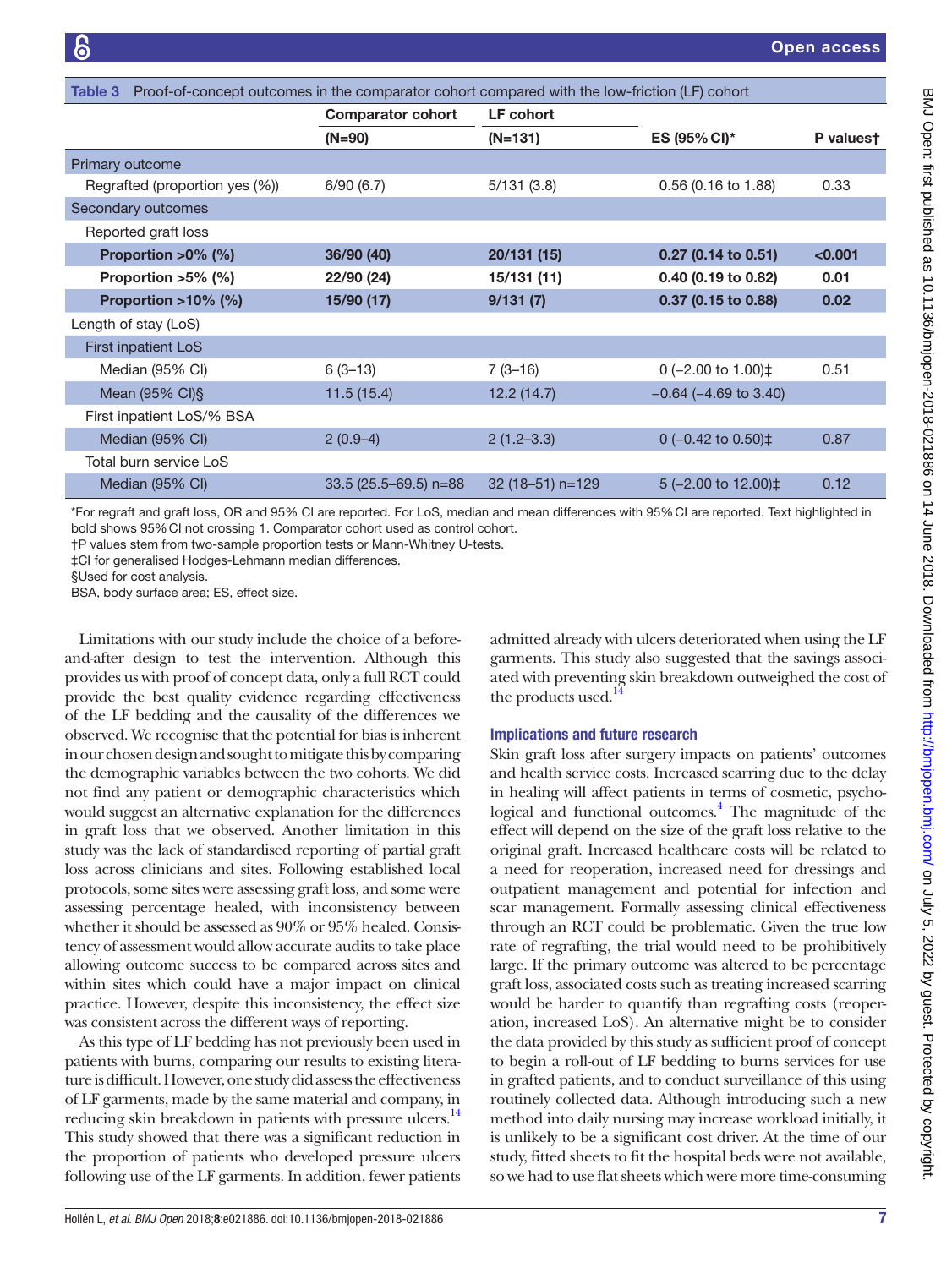**Table 3** Proof-of-concept outcomes in the comparator cohort compared with the low-friction (LF) cohort

| | Comparator cohort (N=90) | LF cohort (N=131) | ES (95% CI)* | P values† |
|---|---|---|---|---|
| **Primary outcome** | | | | |
| Regrafted (proportion yes (%)) | 6/90 (6.7) | 5/131 (3.8) | 0.56 (0.16 to 1.88) | 0.33 |
| **Secondary outcomes** | | | | |
| Reported graft loss | | | | |
| **Proportion >0% (%)** | **36/90 (40)** | **20/131 (15)** | **0.27 (0.14 to 0.51)** | **<0.001** |
| **Proportion >5% (%)** | **22/90 (24)** | **15/131 (11)** | **0.40 (0.19 to 0.82)** | **0.01** |
| **Proportion >10% (%)** | **15/90 (17)** | **9/131 (7)** | **0.37 (0.15 to 0.88)** | **0.02** |
| Length of stay (LoS) | | | | |
| First inpatient LoS | | | | |
| Median (95% CI) | 6 (3–13) | 7 (3–16) | 0 (−2.00 to 1.00)‡ | 0.51 |
| Mean (95% CI)§ | 11.5 (15.4) | 12.2 (14.7) | −0.64 (−4.69 to 3.40) | |
| First inpatient LoS/% BSA | | | | |
| Median (95% CI) | 2 (0.9–4) | 2 (1.2–3.3) | 0 (−0.42 to 0.50)‡ | 0.87 |
| Total burn service LoS | | | | |
| Median (95% CI) | 33.5 (25.5–69.5) n=88 | 32 (18–51) n=129 | 5 (−2.00 to 12.00)‡ | 0.12 |

*For regraft and graft loss, OR and 95% CI are reported. For LoS, median and mean differences with 95% CI are reported. Text highlighted in bold shows 95% CI not crossing 1. Comparator cohort used as control cohort.
†P values stem from two-sample proportion tests or Mann-Whitney U-tests.
‡CI for generalised Hodges-Lehmann median differences.
§Used for cost analysis.
BSA, body surface area; ES, effect size.

Limitations with our study include the choice of a before-and-after design to test the intervention. Although this provides us with proof of concept data, only a full RCT could provide the best quality evidence regarding effectiveness of the LF bedding and the causality of the differences we observed. We recognise that the potential for bias is inherent in our chosen design and sought to mitigate this by comparing the demographic variables between the two cohorts. We did not find any patient or demographic characteristics which would suggest an alternative explanation for the differences in graft loss that we observed. Another limitation in this study was the lack of standardised reporting of partial graft loss across clinicians and sites. Following established local protocols, some sites were assessing graft loss, and some were assessing percentage healed, with inconsistency between whether it should be assessed as 90% or 95% healed. Consistency of assessment would allow accurate audits to take place allowing outcome success to be compared across sites and within sites which could have a major impact on clinical practice. However, despite this inconsistency, the effect size was consistent across the different ways of reporting.

As this type of LF bedding has not previously been used in patients with burns, comparing our results to existing literature is difficult. However, one study did assess the effectiveness of LF garments, made by the same material and company, in reducing skin breakdown in patients with pressure ulcers.[14] This study showed that there was a significant reduction in the proportion of patients who developed pressure ulcers following use of the LF garments. In addition, fewer patients admitted already with ulcers deteriorated when using the LF garments. This study also suggested that the savings associated with preventing skin breakdown outweighed the cost of the products used.[14]

### Implications and future research

Skin graft loss after surgery impacts on patients' outcomes and health service costs. Increased scarring due to the delay in healing will affect patients in terms of cosmetic, psychological and functional outcomes.[4] The magnitude of the effect will depend on the size of the graft loss relative to the original graft. Increased healthcare costs will be related to a need for reoperation, increased need for dressings and outpatient management and potential for infection and scar management. Formally assessing clinical effectiveness through an RCT could be problematic. Given the true low rate of regrafting, the trial would need to be prohibitively large. If the primary outcome was altered to be percentage graft loss, associated costs such as treating increased scarring would be harder to quantify than regrafting costs (reoperation, increased LoS). An alternative might be to consider the data provided by this study as sufficient proof of concept to begin a roll-out of LF bedding to burns services for use in grafted patients, and to conduct surveillance of this using routinely collected data. Although introducing such a new method into daily nursing may increase workload initially, it is unlikely to be a significant cost driver. At the time of our study, fitted sheets to fit the hospital beds were not available, so we had to use flat sheets which were more time-consuming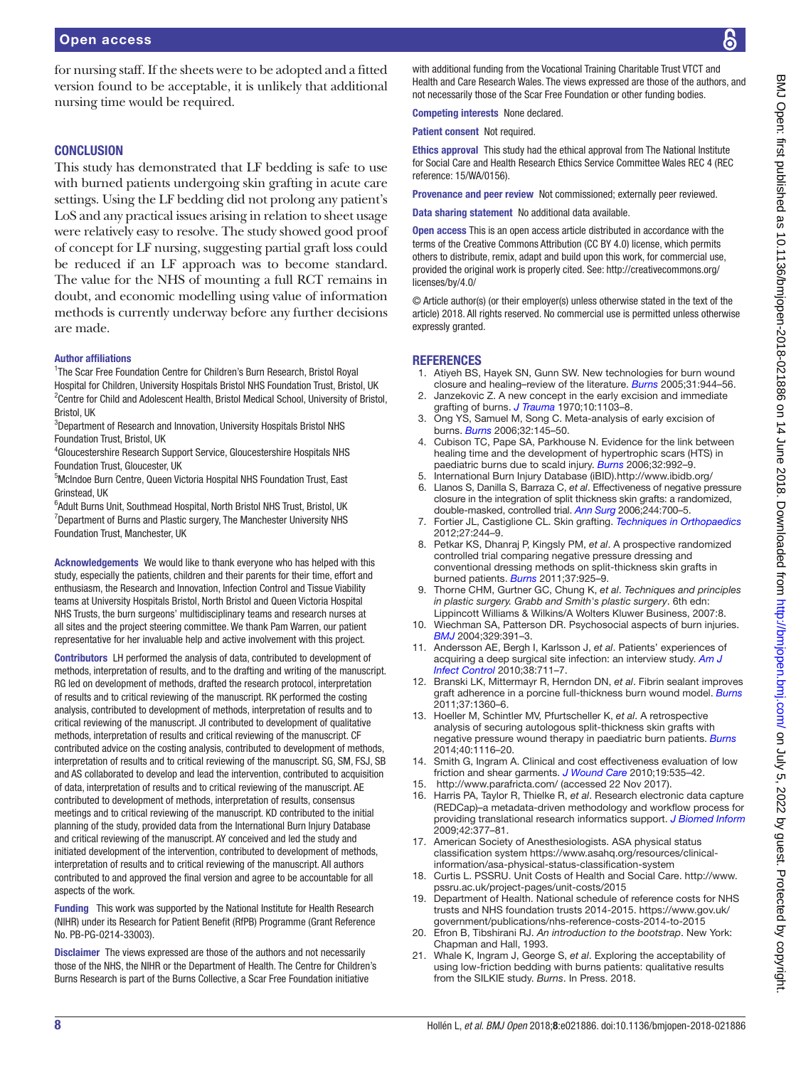for nursing staff. If the sheets were to be adopted and a fitted version found to be acceptable, it is unlikely that additional nursing time would be required.

## CONCLUSION

This study has demonstrated that LF bedding is safe to use with burned patients undergoing skin grafting in acute care settings. Using the LF bedding did not prolong any patient's LoS and any practical issues arising in relation to sheet usage were relatively easy to resolve. The study showed good proof of concept for LF nursing, suggesting partial graft loss could be reduced if an LF approach was to become standard. The value for the NHS of mounting a full RCT remains in doubt, and economic modelling using value of information methods is currently underway before any further decisions are made.

**Author affiliations**

[1]The Scar Free Foundation Centre for Children's Burn Research, Bristol Royal Hospital for Children, University Hospitals Bristol NHS Foundation Trust, Bristol, UK
[2]Centre for Child and Adolescent Health, Bristol Medical School, University of Bristol, Bristol, UK
[3]Department of Research and Innovation, University Hospitals Bristol NHS Foundation Trust, Bristol, UK
[4]Gloucestershire Research Support Service, Gloucestershire Hospitals NHS Foundation Trust, Gloucester, UK
[5]McIndoe Burn Centre, Queen Victoria Hospital NHS Foundation Trust, East Grinstead, UK
[6]Adult Burns Unit, Southmead Hospital, North Bristol NHS Trust, Bristol, UK
[7]Department of Burns and Plastic surgery, The Manchester University NHS Foundation Trust, Manchester, UK

**Acknowledgements** We would like to thank everyone who has helped with this study, especially the patients, children and their parents for their time, effort and enthusiasm, the Research and Innovation, Infection Control and Tissue Viability teams at University Hospitals Bristol, North Bristol and Queen Victoria Hospital NHS Trusts, the burn surgeons' multidisciplinary teams and research nurses at all sites and the project steering committee. We thank Pam Warren, our patient representative for her invaluable help and active involvement with this project.

**Contributors** LH performed the analysis of data, contributed to development of methods, interpretation of results, and to the drafting and writing of the manuscript. RG led on development of methods, drafted the research protocol, interpretation of results and to critical reviewing of the manuscript. RK performed the costing analysis, contributed to development of methods, interpretation of results and to critical reviewing of the manuscript. JI contributed to development of qualitative methods, interpretation of results and critical reviewing of the manuscript. CF contributed advice on the costing analysis, contributed to development of methods, interpretation of results and to critical reviewing of the manuscript. SG, SM, FSJ, SB and AS collaborated to develop and lead the intervention, contributed to acquisition of data, interpretation of results and to critical reviewing of the manuscript. AE contributed to development of methods, interpretation of results, consensus meetings and to critical reviewing of the manuscript. KD contributed to the initial planning of the study, provided data from the International Burn Injury Database and critical reviewing of the manuscript. AY conceived and led the study and initiated development of the intervention, contributed to development of methods, interpretation of results and to critical reviewing of the manuscript. All authors contributed to and approved the final version and agree to be accountable for all aspects of the work.

**Funding** This work was supported by the National Institute for Health Research (NIHR) under its Research for Patient Benefit (RfPB) Programme (Grant Reference No. PB-PG-0214-33003).

**Disclaimer** The views expressed are those of the authors and not necessarily those of the NHS, the NIHR or the Department of Health. The Centre for Children's Burns Research is part of the Burns Collective, a Scar Free Foundation initiative with additional funding from the Vocational Training Charitable Trust VTCT and Health and Care Research Wales. The views expressed are those of the authors, and not necessarily those of the Scar Free Foundation or other funding bodies.

**Competing interests** None declared.

**Patient consent** Not required.

**Ethics approval** This study had the ethical approval from The National Institute for Social Care and Health Research Ethics Service Committee Wales REC 4 (REC reference: 15/WA/0156).

**Provenance and peer review** Not commissioned; externally peer reviewed.

**Data sharing statement** No additional data available.

**Open access** This is an open access article distributed in accordance with the terms of the Creative Commons Attribution (CC BY 4.0) license, which permits others to distribute, remix, adapt and build upon this work, for commercial use, provided the original work is properly cited. See: http://creativecommons.org/licenses/by/4.0/

© Article author(s) (or their employer(s) unless otherwise stated in the text of the article) 2018. All rights reserved. No commercial use is permitted unless otherwise expressly granted.

## REFERENCES

1. Atiyeh BS, Hayek SN, Gunn SW. New technologies for burn wound closure and healing–review of the literature. *Burns* 2005;31:944–56.
2. Janzekovic Z. A new concept in the early excision and immediate grafting of burns. *J Trauma* 1970;10:1103–8.
3. Ong YS, Samuel M, Song C. Meta-analysis of early excision of burns. *Burns* 2006;32:145–50.
4. Cubison TC, Pape SA, Parkhouse N. Evidence for the link between healing time and the development of hypertrophic scars (HTS) in paediatric burns due to scald injury. *Burns* 2006;32:992–9.
5. International Burn Injury Database (iBID).http://www.ibidb.org/
6. Llanos S, Danilla S, Barraza C, *et al*. Effectiveness of negative pressure closure in the integration of split thickness skin grafts: a randomized, double-masked, controlled trial. *Ann Surg* 2006;244:700–5.
7. Fortier JL, Castiglione CL. Skin grafting. *Techniques in Orthopaedics* 2012;27:244–9.
8. Petkar KS, Dhanraj P, Kingsly PM, *et al*. A prospective randomized controlled trial comparing negative pressure dressing and conventional dressing methods on split-thickness skin grafts in burned patients. *Burns* 2011;37:925–9.
9. Thorne CHM, Gurtner GC, Chung K, *et al*. *Techniques and principles in plastic surgery. Grabb and Smith's plastic surgery*. 6th edn: Lippincott Williams & Wilkins/A Wolters Kluwer Business, 2007:8.
10. Wiechman SA, Patterson DR. Psychosocial aspects of burn injuries. *BMJ* 2004;329:391–3.
11. Andersson AE, Bergh I, Karlsson J, *et al*. Patients' experiences of acquiring a deep surgical site infection: an interview study. *Am J Infect Control* 2010;38:711–7.
12. Branski LK, Mittermayr R, Herndon DN, *et al*. Fibrin sealant improves graft adherence in a porcine full-thickness burn wound model. *Burns* 2011;37:1360–6.
13. Hoeller M, Schintler MV, Pfurtscheller K, *et al*. A retrospective analysis of securing autologous split-thickness skin grafts with negative pressure wound therapy in paediatric burn patients. *Burns* 2014;40:1116–20.
14. Smith G, Ingram A. Clinical and cost effectiveness evaluation of low friction and shear garments. *J Wound Care* 2010;19:535–42.
15. http://www.parafricta.com/ (accessed 22 Nov 2017).
16. Harris PA, Taylor R, Thielke R, *et al*. Research electronic data capture (REDCap)–a metadata-driven methodology and workflow process for providing translational research informatics support. *J Biomed Inform* 2009;42:377–81.
17. American Society of Anesthesiologists. ASA physical status classification system https://www.asahq.org/resources/clinical-information/asa-physical-status-classification-system
18. Curtis L. PSSRU. Unit Costs of Health and Social Care. http://www.pssru.ac.uk/project-pages/unit-costs/2015
19. Department of Health. National schedule of reference costs for NHS trusts and NHS foundation trusts 2014-2015. https://www.gov.uk/government/publications/nhs-reference-costs-2014-to-2015
20. Efron B, Tibshirani RJ. *An introduction to the bootstrap*. New York: Chapman and Hall, 1993.
21. Whale K, Ingram J, George S, *et al*. Exploring the acceptability of using low-friction bedding with burns patients: qualitative results from the SILKIE study. *Burns*. In Press. 2018.